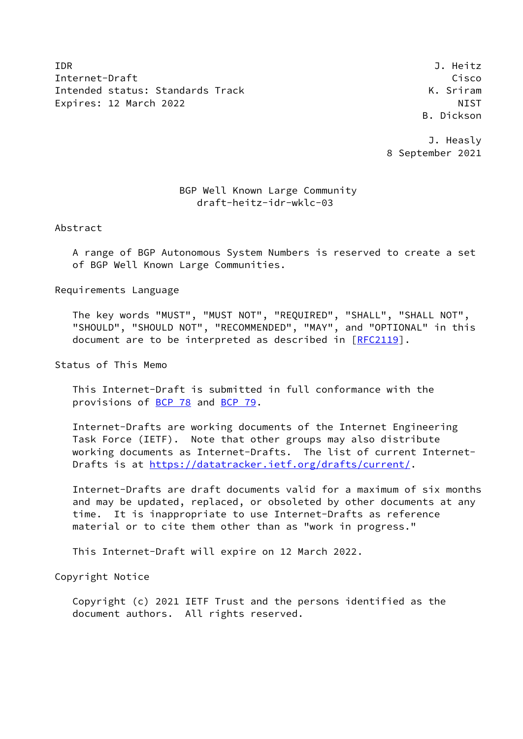IDR J. Heitz
Internet-Draft Cisco
Intended status: Standards Track K. Sriram
Expires: 12 March 2022 NIST
B. Dickson

J. Heasly
8 September 2021

# BGP Well Known Large Community
draft-heitz-idr-wklc-03

## Abstract

A range of BGP Autonomous System Numbers is reserved to create a set of BGP Well Known Large Communities.

## Requirements Language

The key words "MUST", "MUST NOT", "REQUIRED", "SHALL", "SHALL NOT", "SHOULD", "SHOULD NOT", "RECOMMENDED", "MAY", and "OPTIONAL" in this document are to be interpreted as described in [RFC2119].

## Status of This Memo

This Internet-Draft is submitted in full conformance with the provisions of BCP 78 and BCP 79.

Internet-Drafts are working documents of the Internet Engineering Task Force (IETF). Note that other groups may also distribute working documents as Internet-Drafts. The list of current Internet-Drafts is at https://datatracker.ietf.org/drafts/current/.

Internet-Drafts are draft documents valid for a maximum of six months and may be updated, replaced, or obsoleted by other documents at any time. It is inappropriate to use Internet-Drafts as reference material or to cite them other than as "work in progress."

This Internet-Draft will expire on 12 March 2022.

## Copyright Notice

Copyright (c) 2021 IETF Trust and the persons identified as the document authors. All rights reserved.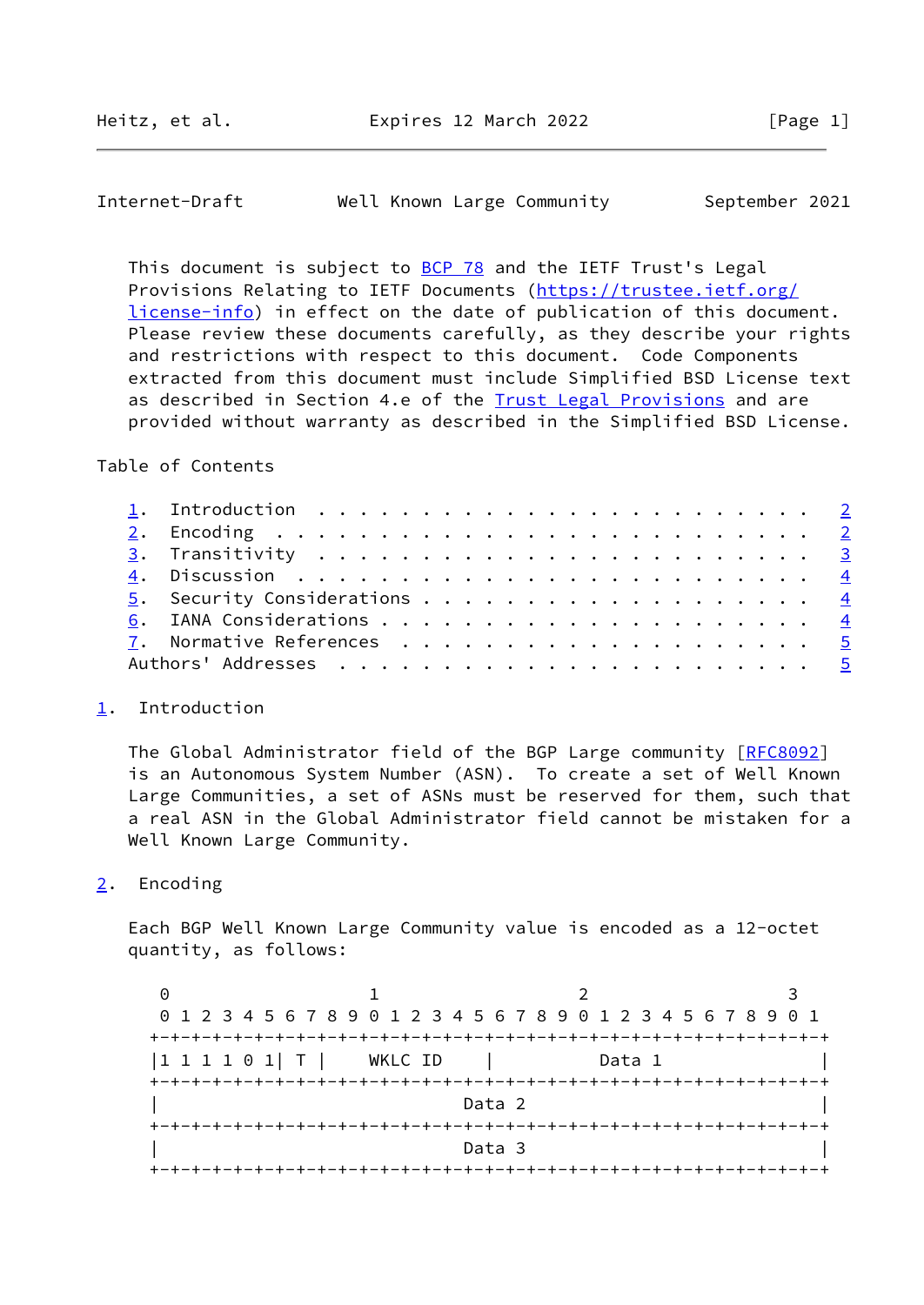This document is subject to BCP 78 and the IETF Trust's Legal Provisions Relating to IETF Documents (https://trustee.ietf.org/license-info) in effect on the date of publication of this document. Please review these documents carefully, as they describe your rights and restrictions with respect to this document. Code Components extracted from this document must include Simplified BSD License text as described in Section 4.e of the Trust Legal Provisions and are provided without warranty as described in the Simplified BSD License.

## Table of Contents

1. Introduction . . . . . . . . . . . . . . . . . . . . . . . . 2
2. Encoding . . . . . . . . . . . . . . . . . . . . . . . . . . 2
3. Transitivity . . . . . . . . . . . . . . . . . . . . . . . . 3
4. Discussion . . . . . . . . . . . . . . . . . . . . . . . . . 4
5. Security Considerations . . . . . . . . . . . . . . . . . . . 4
6. IANA Considerations . . . . . . . . . . . . . . . . . . . . . 4
7. Normative References . . . . . . . . . . . . . . . . . . . . 5

Authors' Addresses . . . . . . . . . . . . . . . . . . . . . . . 5

## 1. Introduction

The Global Administrator field of the BGP Large community [RFC8092] is an Autonomous System Number (ASN). To create a set of Well Known Large Communities, a set of ASNs must be reserved for them, such that a real ASN in the Global Administrator field cannot be mistaken for a Well Known Large Community.

## 2. Encoding

Each BGP Well Known Large Community value is encoded as a 12-octet quantity, as follows:

```
 0                   1                   2                   3
 0 1 2 3 4 5 6 7 8 9 0 1 2 3 4 5 6 7 8 9 0 1 2 3 4 5 6 7 8 9 0 1
+-+-+-+-+-+-+-+-+-+-+-+-+-+-+-+-+-+-+-+-+-+-+-+-+-+-+-+-+-+-+-+-+
|1 1 1 1 0 1| T |    WKLC ID    |            Data 1             |
+-+-+-+-+-+-+-+-+-+-+-+-+-+-+-+-+-+-+-+-+-+-+-+-+-+-+-+-+-+-+-+-+
|                             Data 2                            |
+-+-+-+-+-+-+-+-+-+-+-+-+-+-+-+-+-+-+-+-+-+-+-+-+-+-+-+-+-+-+-+-+
|                             Data 3                            |
+-+-+-+-+-+-+-+-+-+-+-+-+-+-+-+-+-+-+-+-+-+-+-+-+-+-+-+-+-+-+-+-+
```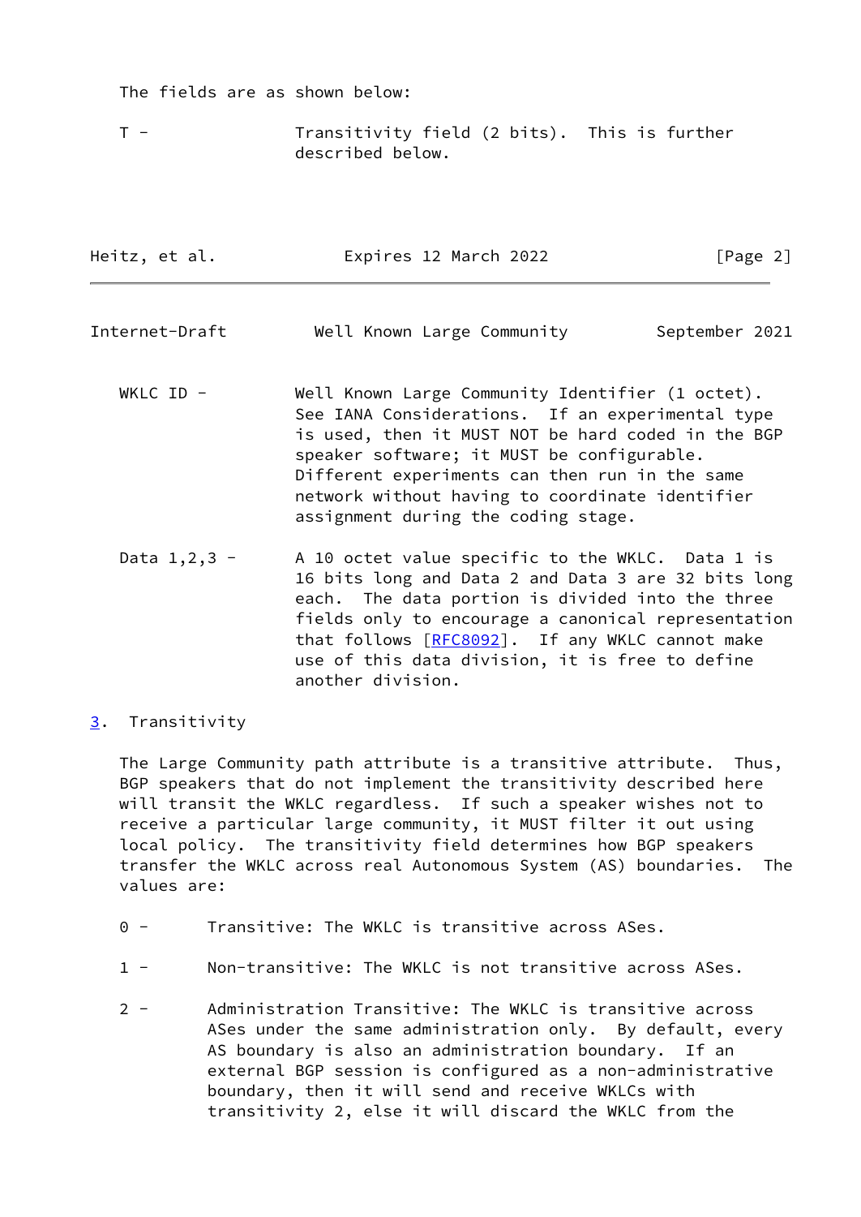The fields are as shown below:

T - Transitivity field (2 bits). This is further described below.

WKLC ID - Well Known Large Community Identifier (1 octet). See IANA Considerations. If an experimental type is used, then it MUST NOT be hard coded in the BGP speaker software; it MUST be configurable. Different experiments can then run in the same network without having to coordinate identifier assignment during the coding stage.

Data 1,2,3 - A 10 octet value specific to the WKLC. Data 1 is 16 bits long and Data 2 and Data 3 are 32 bits long each. The data portion is divided into the three fields only to encourage a canonical representation that follows [RFC8092]. If any WKLC cannot make use of this data division, it is free to define another division.

## 3. Transitivity

The Large Community path attribute is a transitive attribute. Thus, BGP speakers that do not implement the transitivity described here will transit the WKLC regardless. If such a speaker wishes not to receive a particular large community, it MUST filter it out using local policy. The transitivity field determines how BGP speakers transfer the WKLC across real Autonomous System (AS) boundaries. The values are:

0 - Transitive: The WKLC is transitive across ASes.

1 - Non-transitive: The WKLC is not transitive across ASes.

2 - Administration Transitive: The WKLC is transitive across ASes under the same administration only. By default, every AS boundary is also an administration boundary. If an external BGP session is configured as a non-administrative boundary, then it will send and receive WKLCs with transitivity 2, else it will discard the WKLC from the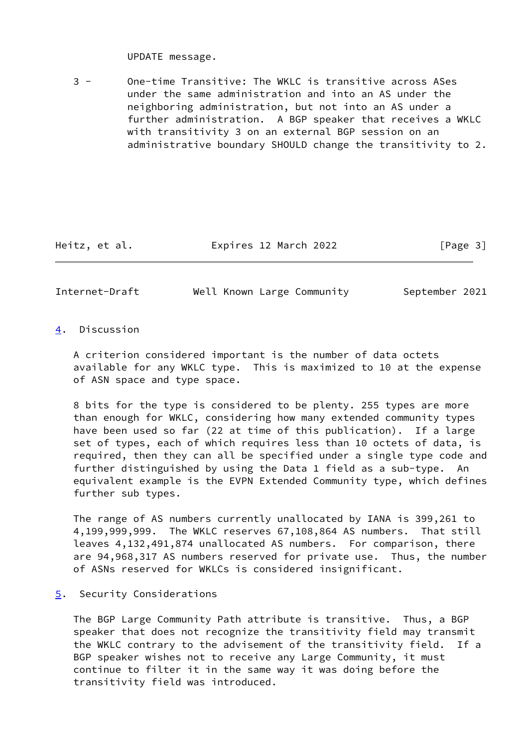UPDATE message.

3 - One-time Transitive: The WKLC is transitive across ASes under the same administration and into an AS under the neighboring administration, but not into an AS under a further administration. A BGP speaker that receives a WKLC with transitivity 3 on an external BGP session on an administrative boundary SHOULD change the transitivity to 2.

## 4. Discussion

A criterion considered important is the number of data octets available for any WKLC type. This is maximized to 10 at the expense of ASN space and type space.

8 bits for the type is considered to be plenty. 255 types are more than enough for WKLC, considering how many extended community types have been used so far (22 at time of this publication). If a large set of types, each of which requires less than 10 octets of data, is required, then they can all be specified under a single type code and further distinguished by using the Data 1 field as a sub-type. An equivalent example is the EVPN Extended Community type, which defines further sub types.

The range of AS numbers currently unallocated by IANA is 399,261 to 4,199,999,999. The WKLC reserves 67,108,864 AS numbers. That still leaves 4,132,491,874 unallocated AS numbers. For comparison, there are 94,968,317 AS numbers reserved for private use. Thus, the number of ASNs reserved for WKLCs is considered insignificant.

## 5. Security Considerations

The BGP Large Community Path attribute is transitive. Thus, a BGP speaker that does not recognize the transitivity field may transmit the WKLC contrary to the advisement of the transitivity field. If a BGP speaker wishes not to receive any Large Community, it must continue to filter it in the same way it was doing before the transitivity field was introduced.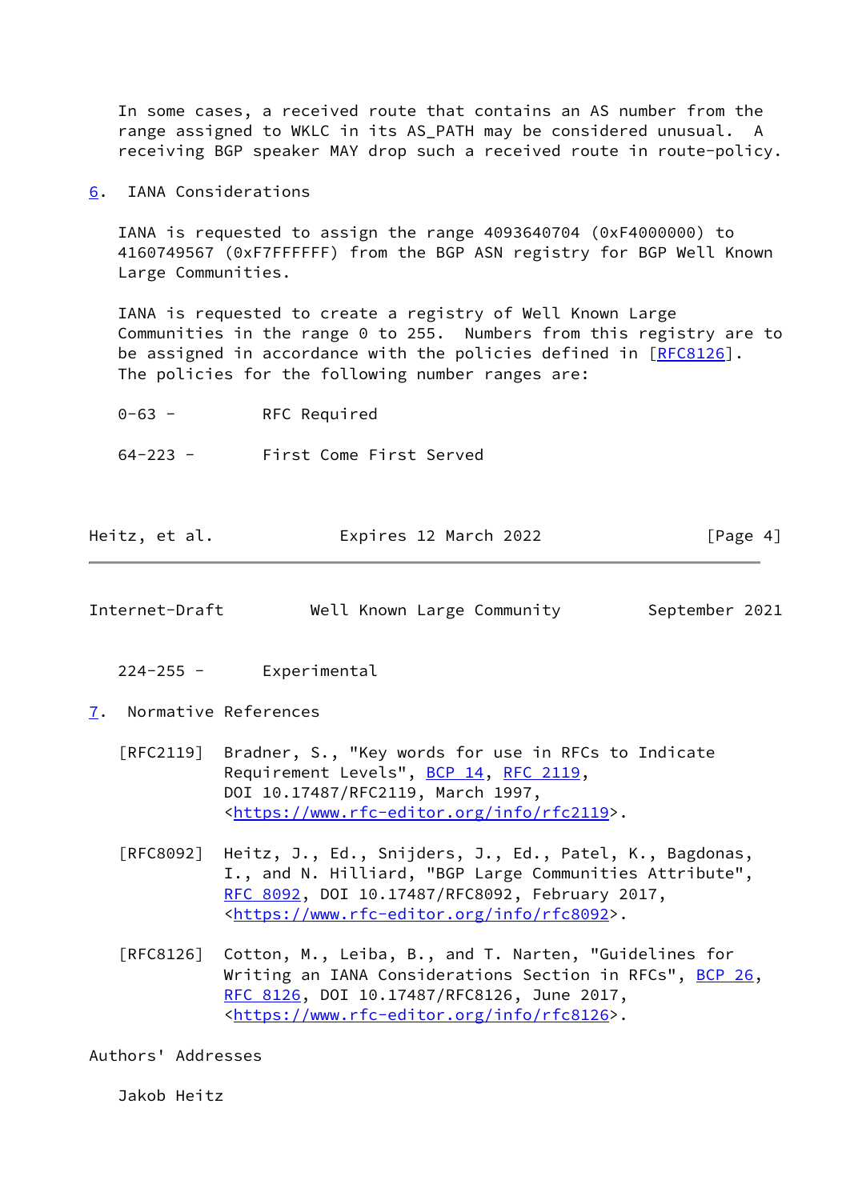In some cases, a received route that contains an AS number from the range assigned to WKLC in its AS_PATH may be considered unusual. A receiving BGP speaker MAY drop such a received route in route-policy.

## 6. IANA Considerations

IANA is requested to assign the range 4093640704 (0xF4000000) to 4160749567 (0xF7FFFFFF) from the BGP ASN registry for BGP Well Known Large Communities.

IANA is requested to create a registry of Well Known Large Communities in the range 0 to 255. Numbers from this registry are to be assigned in accordance with the policies defined in [RFC8126]. The policies for the following number ranges are:

| Range | Policy |
|---|---|
| 0-63 - | RFC Required |
| 64-223 - | First Come First Served |
| 224-255 - | Experimental |

## 7. Normative References

[RFC2119] Bradner, S., "Key words for use in RFCs to Indicate Requirement Levels", BCP 14, RFC 2119, DOI 10.17487/RFC2119, March 1997, <https://www.rfc-editor.org/info/rfc2119>.

[RFC8092] Heitz, J., Ed., Snijders, J., Ed., Patel, K., Bagdonas, I., and N. Hilliard, "BGP Large Communities Attribute", RFC 8092, DOI 10.17487/RFC8092, February 2017, <https://www.rfc-editor.org/info/rfc8092>.

[RFC8126] Cotton, M., Leiba, B., and T. Narten, "Guidelines for Writing an IANA Considerations Section in RFCs", BCP 26, RFC 8126, DOI 10.17487/RFC8126, June 2017, <https://www.rfc-editor.org/info/rfc8126>.

## Authors' Addresses

Jakob Heitz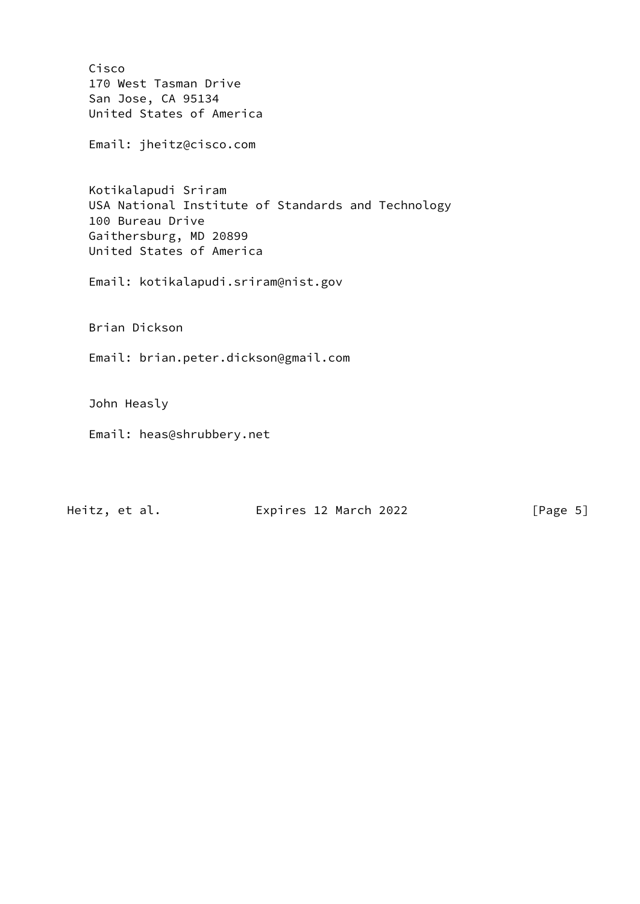Cisco
170 West Tasman Drive
San Jose, CA 95134
United States of America

Email: jheitz@cisco.com

Kotikalapudi Sriram
USA National Institute of Standards and Technology
100 Bureau Drive
Gaithersburg, MD 20899
United States of America

Email: kotikalapudi.sriram@nist.gov

Brian Dickson

Email: brian.peter.dickson@gmail.com

John Heasly

Email: heas@shrubbery.net